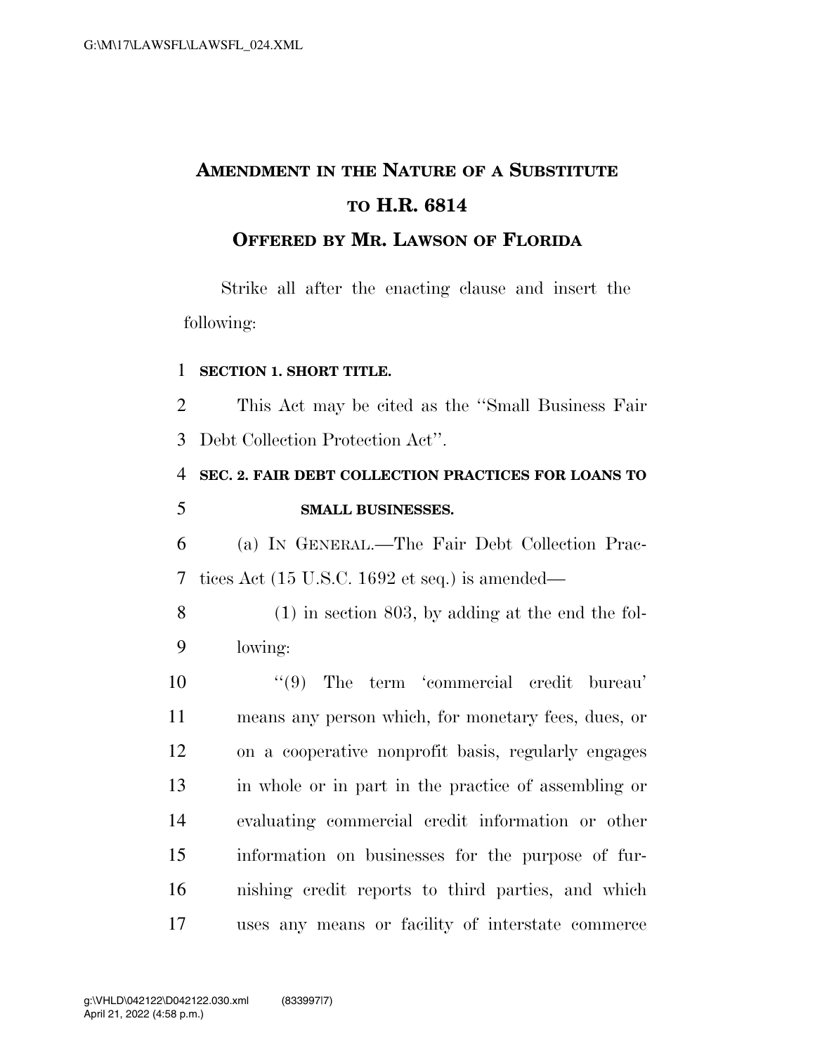# AMENDMENT IN THE NATURE OF A SUBSTITUTE TO H.R. 6814

## OFFERED BY MR. LAWSON OF FLORIDA

Strike all after the enacting clause and insert the following:

**SECTION 1. SHORT TITLE.**

This Act may be cited as the ''Small Business Fair Debt Collection Protection Act''.

**SEC. 2. FAIR DEBT COLLECTION PRACTICES FOR LOANS TO SMALL BUSINESSES.**

(a) IN GENERAL.—The Fair Debt Collection Practices Act (15 U.S.C. 1692 et seq.) is amended—

(1) in section 803, by adding at the end the following:

''(9) The term 'commercial credit bureau' means any person which, for monetary fees, dues, or on a cooperative nonprofit basis, regularly engages in whole or in part in the practice of assembling or evaluating commercial credit information or other information on businesses for the purpose of furnishing credit reports to third parties, and which uses any means or facility of interstate commerce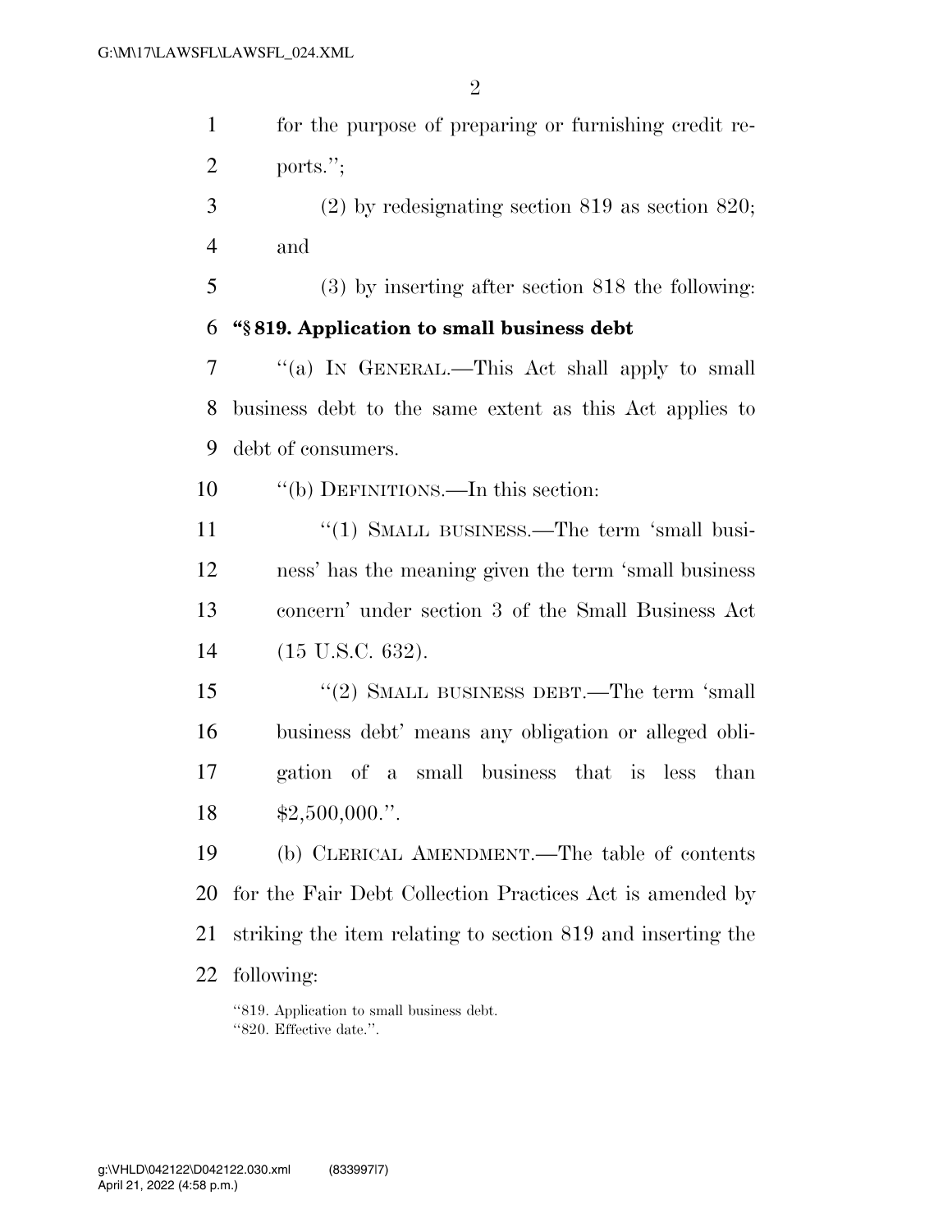for the purpose of preparing or furnishing credit reports.'';

(2) by redesignating section 819 as section 820; and

(3) by inserting after section 818 the following:

**''§ 819. Application to small business debt**

''(a) IN GENERAL.—This Act shall apply to small business debt to the same extent as this Act applies to debt of consumers.

''(b) DEFINITIONS.—In this section:

''(1) SMALL BUSINESS.—The term 'small business' has the meaning given the term 'small business concern' under section 3 of the Small Business Act (15 U.S.C. 632).

''(2) SMALL BUSINESS DEBT.—The term 'small business debt' means any obligation or alleged obligation of a small business that is less than $2,500,000.''.

(b) CLERICAL AMENDMENT.—The table of contents for the Fair Debt Collection Practices Act is amended by striking the item relating to section 819 and inserting the following:

''819. Application to small business debt.
''820. Effective date.''.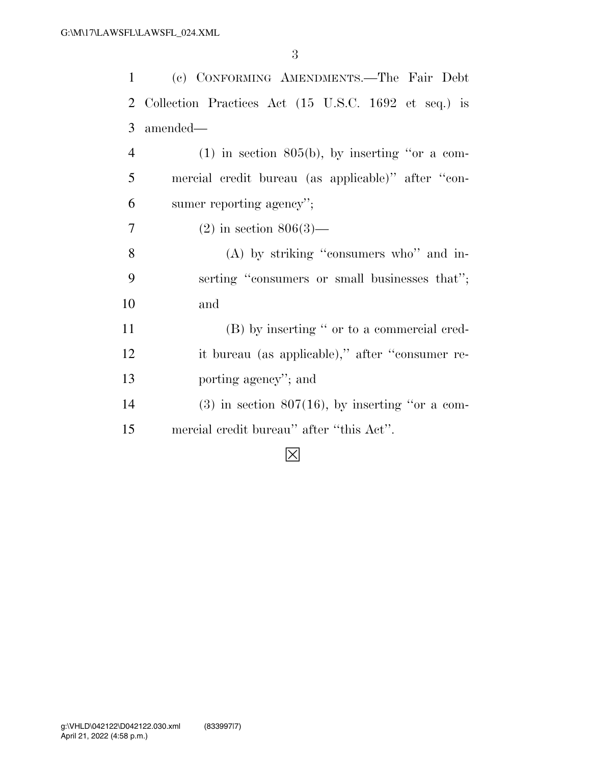(c) CONFORMING AMENDMENTS.—The Fair Debt Collection Practices Act (15 U.S.C. 1692 et seq.) is amended—

(1) in section 805(b), by inserting "or a commercial credit bureau (as applicable)" after "consumer reporting agency";

(2) in section 806(3)—

(A) by striking "consumers who" and inserting "consumers or small businesses that"; and

(B) by inserting " or to a commercial credit bureau (as applicable)," after "consumer reporting agency"; and

(3) in section 807(16), by inserting "or a commercial credit bureau" after "this Act".